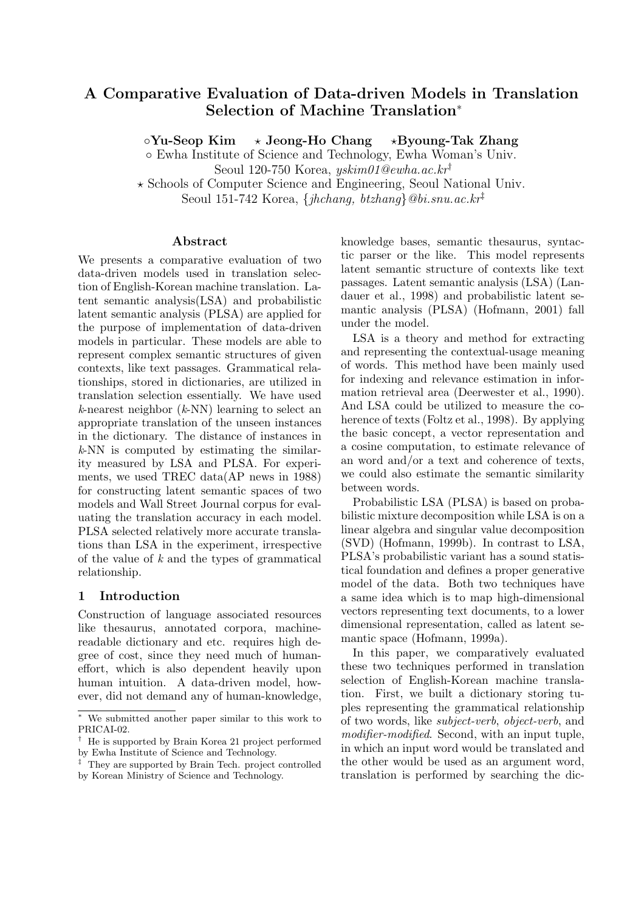# A Comparative Evaluation of Data-driven Models in Translation Selection of Machine Translation*

○**Yu-Seop Kim** ⋆ **Jeong-Ho Chang** ⋆**Byoung-Tak Zhang**

○ Ewha Institute of Science and Technology, Ewha Woman's Univ.
Seoul 120-750 Korea, *yskim01@ewha.ac.kr*†

⋆ Schools of Computer Science and Engineering, Seoul National Univ.
Seoul 151-742 Korea, {*jhchang, btzhang*}*@bi.snu.ac.kr*‡

## Abstract

We presents a comparative evaluation of two data-driven models used in translation selection of English-Korean machine translation. Latent semantic analysis(LSA) and probabilistic latent semantic analysis (PLSA) are applied for the purpose of implementation of data-driven models in particular. These models are able to represent complex semantic structures of given contexts, like text passages. Grammatical relationships, stored in dictionaries, are utilized in translation selection essentially. We have used $k$-nearest neighbor ($k$-NN) learning to select an appropriate translation of the unseen instances in the dictionary. The distance of instances in $k$-NN is computed by estimating the similarity measured by LSA and PLSA. For experiments, we used TREC data(AP news in 1988) for constructing latent semantic spaces of two models and Wall Street Journal corpus for evaluating the translation accuracy in each model. PLSA selected relatively more accurate translations than LSA in the experiment, irrespective of the value of $k$ and the types of grammatical relationship.

## 1 Introduction

Construction of language associated resources like thesaurus, annotated corpora, machine-readable dictionary and etc. requires high degree of cost, since they need much of human-effort, which is also dependent heavily upon human intuition. A data-driven model, however, did not demand any of human-knowledge, knowledge bases, semantic thesaurus, syntactic parser or the like. This model represents latent semantic structure of contexts like text passages. Latent semantic analysis (LSA) (Landauer et al., 1998) and probabilistic latent semantic analysis (PLSA) (Hofmann, 2001) fall under the model.

LSA is a theory and method for extracting and representing the contextual-usage meaning of words. This method have been mainly used for indexing and relevance estimation in information retrieval area (Deerwester et al., 1990). And LSA could be utilized to measure the coherence of texts (Foltz et al., 1998). By applying the basic concept, a vector representation and a cosine computation, to estimate relevance of an word and/or a text and coherence of texts, we could also estimate the semantic similarity between words.

Probabilistic LSA (PLSA) is based on probabilistic mixture decomposition while LSA is on a linear algebra and singular value decomposition (SVD) (Hofmann, 1999b). In contrast to LSA, PLSA's probabilistic variant has a sound statistical foundation and defines a proper generative model of the data. Both two techniques have a same idea which is to map high-dimensional vectors representing text documents, to a lower dimensional representation, called as latent semantic space (Hofmann, 1999a).

In this paper, we comparatively evaluated these two techniques performed in translation selection of English-Korean machine translation. First, we built a dictionary storing tuples representing the grammatical relationship of two words, like *subject-verb*, *object-verb*, and *modifier-modified*. Second, with an input tuple, in which an input word would be translated and the other would be used as an argument word, translation is performed by searching the dic-

---

* We submitted another paper similar to this work to PRICAI-02.

† He is supported by Brain Korea 21 project performed by Ewha Institute of Science and Technology.

‡ They are supported by Brain Tech. project controlled by Korean Ministry of Science and Technology.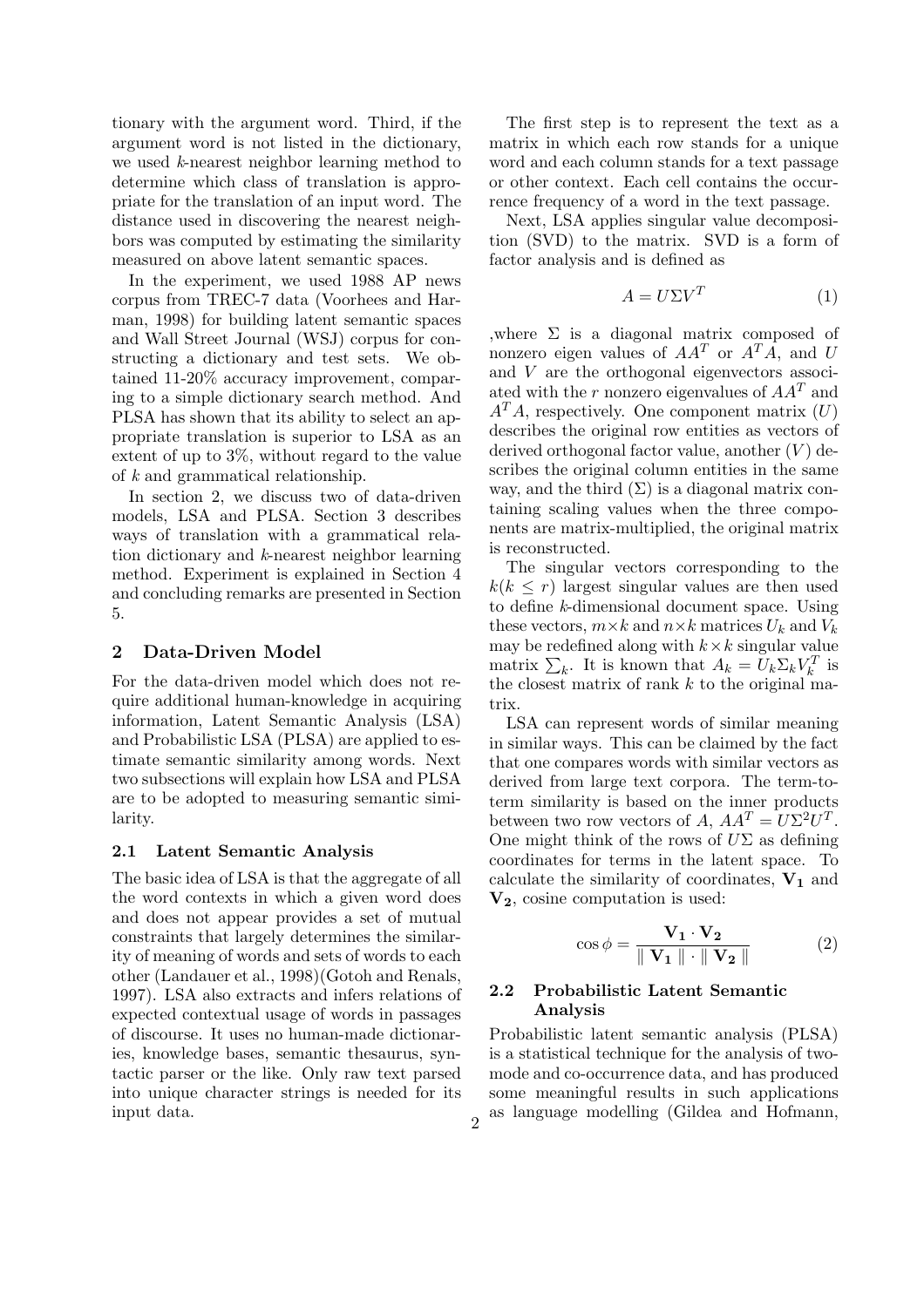tionary with the argument word. Third, if the argument word is not listed in the dictionary, we used $k$-nearest neighbor learning method to determine which class of translation is appropriate for the translation of an input word. The distance used in discovering the nearest neighbors was computed by estimating the similarity measured on above latent semantic spaces.

In the experiment, we used 1988 AP news corpus from TREC-7 data (Voorhees and Harman, 1998) for building latent semantic spaces and Wall Street Journal (WSJ) corpus for constructing a dictionary and test sets. We obtained 11-20% accuracy improvement, comparing to a simple dictionary search method. And PLSA has shown that its ability to select an appropriate translation is superior to LSA as an extent of up to 3%, without regard to the value of $k$ and grammatical relationship.

In section 2, we discuss two of data-driven models, LSA and PLSA. Section 3 describes ways of translation with a grammatical relation dictionary and $k$-nearest neighbor learning method. Experiment is explained in Section 4 and concluding remarks are presented in Section 5.

## 2 Data-Driven Model

For the data-driven model which does not require additional human-knowledge in acquiring information, Latent Semantic Analysis (LSA) and Probabilistic LSA (PLSA) are applied to estimate semantic similarity among words. Next two subsections will explain how LSA and PLSA are to be adopted to measuring semantic similarity.

### 2.1 Latent Semantic Analysis

The basic idea of LSA is that the aggregate of all the word contexts in which a given word does and does not appear provides a set of mutual constraints that largely determines the similarity of meaning of words and sets of words to each other (Landauer et al., 1998)(Gotoh and Renals, 1997). LSA also extracts and infers relations of expected contextual usage of words in passages of discourse. It uses no human-made dictionaries, knowledge bases, semantic thesaurus, syntactic parser or the like. Only raw text parsed into unique character strings is needed for its input data.

The first step is to represent the text as a matrix in which each row stands for a unique word and each column stands for a text passage or other context. Each cell contains the occurrence frequency of a word in the text passage.

Next, LSA applies singular value decomposition (SVD) to the matrix. SVD is a form of factor analysis and is defined as

$$A = U \Sigma V^T \tag{1}$$

,where $\Sigma$ is a diagonal matrix composed of nonzero eigen values of $AA^T$ or $A^TA$, and $U$ and $V$ are the orthogonal eigenvectors associated with the $r$ nonzero eigenvalues of $AA^T$ and $A^TA$, respectively. One component matrix ($U$) describes the original row entities as vectors of derived orthogonal factor value, another ($V$) describes the original column entities in the same way, and the third ($\Sigma$) is a diagonal matrix containing scaling values when the three components are matrix-multiplied, the original matrix is reconstructed.

The singular vectors corresponding to the $k (k \leq r)$ largest singular values are then used to define $k$-dimensional document space. Using these vectors, $m \times k$ and $n \times k$ matrices $U_k$ and $V_k$ may be redefined along with $k \times k$ singular value matrix $\sum_k$. It is known that $A_k = U_k \Sigma_k V_k^T$ is the closest matrix of rank $k$ to the original matrix.

LSA can represent words of similar meaning in similar ways. This can be claimed by the fact that one compares words with similar vectors as derived from large text corpora. The term-to-term similarity is based on the inner products between two row vectors of $A$, $AA^T = U\Sigma^2U^T$. One might think of the rows of $U\Sigma$ as defining coordinates for terms in the latent space. To calculate the similarity of coordinates, $\mathbf{V_1}$ and $\mathbf{V_2}$, cosine computation is used:

$$\cos \phi = \frac{\mathbf{V_1} \cdot \mathbf{V_2}}{\parallel \mathbf{V_1} \parallel \cdot \parallel \mathbf{V_2} \parallel} \tag{2}$$

### 2.2 Probabilistic Latent Semantic Analysis

Probabilistic latent semantic analysis (PLSA) is a statistical technique for the analysis of two-mode and co-occurrence data, and has produced some meaningful results in such applications as language modelling (Gildea and Hofmann,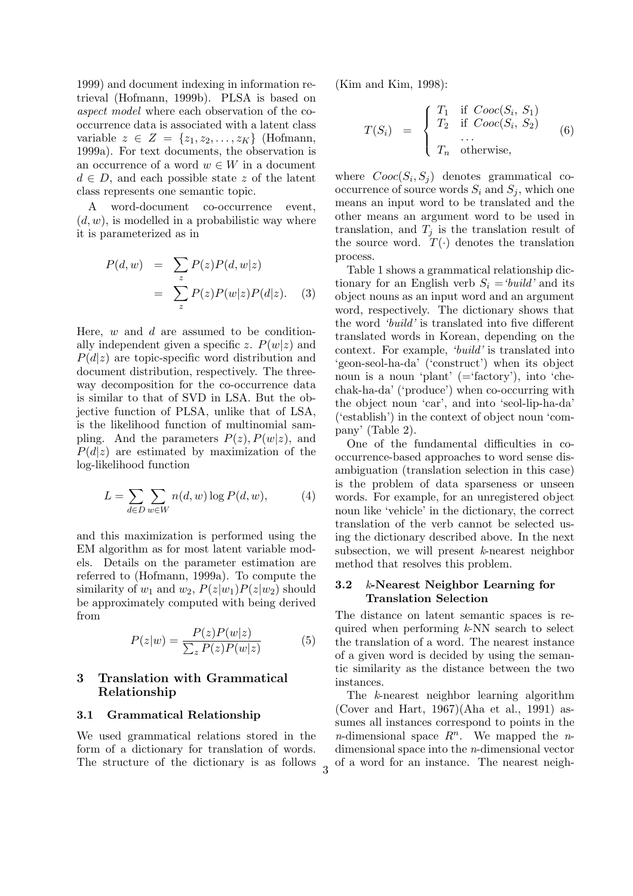1999) and document indexing in information retrieval (Hofmann, 1999b). PLSA is based on *aspect model* where each observation of the co-occurrence data is associated with a latent class variable $z \in Z = \{z_1, z_2, \ldots, z_K\}$ (Hofmann, 1999a). For text documents, the observation is an occurrence of a word $w \in W$ in a document $d \in D$, and each possible state $z$ of the latent class represents one semantic topic.

A word-document co-occurrence event, $(d, w)$, is modelled in a probabilistic way where it is parameterized as in

$$
\begin{aligned}
P(d, w) &= \sum_z P(z) P(d, w|z) \\
&= \sum_z P(z) P(w|z) P(d|z). \quad (3)
\end{aligned}
$$

Here, $w$ and $d$ are assumed to be conditionally independent given a specific $z$. $P(w|z)$ and $P(d|z)$ are topic-specific word distribution and document distribution, respectively. The three-way decomposition for the co-occurrence data is similar to that of SVD in LSA. But the objective function of PLSA, unlike that of LSA, is the likelihood function of multinomial sampling. And the parameters $P(z), P(w|z)$, and $P(d|z)$ are estimated by maximization of the log-likelihood function

$$
L = \sum_{d \in D} \sum_{w \in W} n(d, w) \log P(d, w), \quad (4)
$$

and this maximization is performed using the EM algorithm as for most latent variable models. Details on the parameter estimation are referred to (Hofmann, 1999a). To compute the similarity of $w_1$ and $w_2$, $P(z|w_1)P(z|w_2)$ should be approximately computed with being derived from

$$
P(z|w) = \frac{P(z)P(w|z)}{\sum_z P(z)P(w|z)} \quad (5)
$$

## 3 Translation with Grammatical Relationship

### 3.1 Grammatical Relationship

We used grammatical relations stored in the form of a dictionary for translation of words. The structure of the dictionary is as follows (Kim and Kim, 1998):

$$
T(S_i) = \begin{cases} T_1 & \text{if } Cooc(S_i, S_1) \\ T_2 & \text{if } Cooc(S_i, S_2) \\ & \ldots \\ T_n & \text{otherwise,} \end{cases} \quad (6)
$$

where $Cooc(S_i, S_j)$ denotes grammatical co-occurrence of source words $S_i$ and $S_j$, which one means an input word to be translated and the other means an argument word to be used in translation, and $T_j$ is the translation result of the source word. $T(\cdot)$ denotes the translation process.

Table 1 shows a grammatical relationship dictionary for an English verb $S_i =$*'build'* and its object nouns as an input word and an argument word, respectively. The dictionary shows that the word *'build'* is translated into five different translated words in Korean, depending on the context. For example, *'build'* is translated into 'geon-seol-ha-da' ('construct') when its object noun is a noun 'plant' (='factory'), into 'che-chak-ha-da' ('produce') when co-occurring with the object noun 'car', and into 'seol-lip-ha-da' ('establish') in the context of object noun 'company' (Table 2).

One of the fundamental difficulties in co-occurrence-based approaches to word sense disambiguation (translation selection in this case) is the problem of data sparseness or unseen words. For example, for an unregistered object noun like 'vehicle' in the dictionary, the correct translation of the verb cannot be selected using the dictionary described above. In the next subsection, we will present $k$-nearest neighbor method that resolves this problem.

### 3.2 $k$-Nearest Neighbor Learning for Translation Selection

The distance on latent semantic spaces is required when performing $k$-NN search to select the translation of a word. The nearest instance of a given word is decided by using the semantic similarity as the distance between the two instances.

The $k$-nearest neighbor learning algorithm (Cover and Hart, 1967)(Aha et al., 1991) assumes all instances correspond to points in the $n$-dimensional space $R^n$. We mapped the $n$-dimensional space into the $n$-dimensional vector of a word for an instance. The nearest neigh-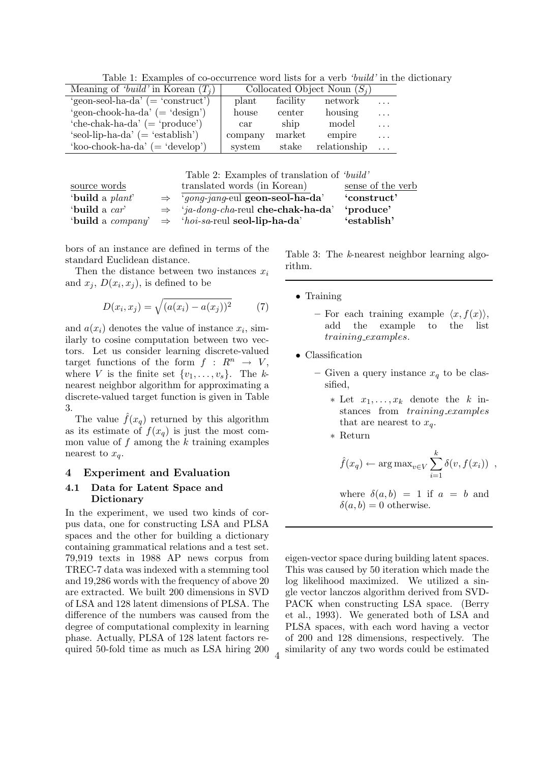Table 1: Examples of co-occurrence word lists for a verb *'build'* in the dictionary

| Meaning of *'build'* in Korean ($T_j$) | Collocated Object Noun ($S_j$) | | | |
|---|---|---|---|---|
| 'geon-seol-ha-da' (= 'construct') | plant | facility | network | ... |
| 'geon-chook-ha-da' (= 'design') | house | center | housing | ... |
| 'che-chak-ha-da' (= 'produce') | car | ship | model | ... |
| 'seol-lip-ha-da' (= 'establish') | company | market | empire | ... |
| 'koo-chook-ha-da' (= 'develop') | system | stake | relationship | ... |

Table 2: Examples of translation of *'build'*

| source words | | translated words (in Korean) | sense of the verb |
|---|---|---|---|
| '**build** a *plant*' | ⇒ | '*gong-jang*-eul **geon-seol-ha-da**' | **'construct'** |
| '**build** a *car*' | ⇒ | '*ja-dong-cha*-reul **che-chak-ha-da**' | **'produce'** |
| '**build** a *company*' | ⇒ | '*hoi-sa*-reul **seol-lip-ha-da**' | **'establish'** |

bors of an instance are defined in terms of the standard Euclidean distance.

Then the distance between two instances $x_i$ and $x_j$, $D(x_i, x_j)$, is defined to be

$$D(x_i, x_j) = \sqrt{(a(x_i) - a(x_j))^2} \qquad (7)$$

and $a(x_i)$ denotes the value of instance $x_i$, similarly to cosine computation between two vectors. Let us consider learning discrete-valued target functions of the form $f : R^n \rightarrow V$, where $V$ is the finite set $\{v_1, \ldots, v_s\}$. The $k$-nearest neighbor algorithm for approximating a discrete-valued target function is given in Table 3.

The value $\hat{f}(x_q)$ returned by this algorithm as its estimate of $f(x_q)$ is just the most common value of $f$ among the $k$ training examples nearest to $x_q$.

Table 3: The $k$-nearest neighbor learning algorithm.

- Training
  - For each training example $\langle x, f(x) \rangle$, add the example to the list *training_examples*.
- Classification
  - Given a query instance $x_q$ to be classified,
    - Let $x_1, \ldots, x_k$ denote the $k$ instances from *training_examples* that are nearest to $x_q$.
    - Return

      $$\hat{f}(x_q) \leftarrow \arg\max_{v \in V} \sum_{i=1}^{k} \delta(v, f(x_i)) \ ,$$

      where $\delta(a, b) = 1$ if $a = b$ and $\delta(a, b) = 0$ otherwise.

## 4 Experiment and Evaluation

### 4.1 Data for Latent Space and Dictionary

In the experiment, we used two kinds of corpus data, one for constructing LSA and PLSA spaces and the other for building a dictionary containing grammatical relations and a test set. 79,919 texts in 1988 AP news corpus from TREC-7 data was indexed with a stemming tool and 19,286 words with the frequency of above 20 are extracted. We built 200 dimensions in SVD of LSA and 128 latent dimensions of PLSA. The difference of the numbers was caused from the degree of computational complexity in learning phase. Actually, PLSA of 128 latent factors required 50-fold time as much as LSA hiring 200 eigen-vector space during building latent spaces. This was caused by 50 iteration which made the log likelihood maximized. We utilized a single vector lanczos algorithm derived from SVDPACK when constructing LSA space. (Berry et al., 1993). We generated both of LSA and PLSA spaces, with each word having a vector of 200 and 128 dimensions, respectively. The similarity of any two words could be estimated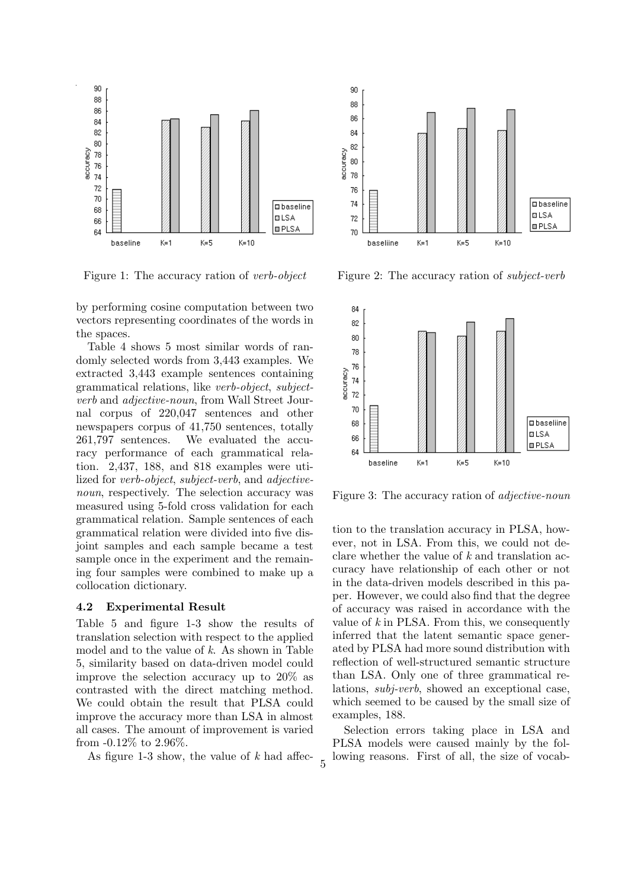Figure 1: The accuracy ration of *verb-object*

Figure 2: The accuracy ration of *subject-verb*

by performing cosine computation between two vectors representing coordinates of the words in the spaces.

Table 4 shows 5 most similar words of randomly selected words from 3,443 examples. We extracted 3,443 example sentences containing grammatical relations, like *verb-object*, *subject-verb* and *adjective-noun*, from Wall Street Journal corpus of 220,047 sentences and other newspapers corpus of 41,750 sentences, totally 261,797 sentences. We evaluated the accuracy performance of each grammatical relation. 2,437, 188, and 818 examples were utilized for *verb-object*, *subject-verb*, and *adjective-noun*, respectively. The selection accuracy was measured using 5-fold cross validation for each grammatical relation. Sample sentences of each grammatical relation were divided into five disjoint samples and each sample became a test sample once in the experiment and the remaining four samples were combined to make up a collocation dictionary.

### 4.2 Experimental Result

Table 5 and figure 1-3 show the results of translation selection with respect to the applied model and to the value of $k$. As shown in Table 5, similarity based on data-driven model could improve the selection accuracy up to 20% as contrasted with the direct matching method. We could obtain the result that PLSA could improve the accuracy more than LSA in almost all cases. The amount of improvement is varied from -0.12% to 2.96%.

As figure 1-3 show, the value of $k$ had affection to the translation accuracy in PLSA, however, not in LSA. From this, we could not declare whether the value of $k$ and translation accuracy have relationship of each other or not in the data-driven models described in this paper. However, we could also find that the degree of accuracy was raised in accordance with the value of $k$ in PLSA. From this, we consequently inferred that the latent semantic space generated by PLSA had more sound distribution with reflection of well-structured semantic structure than LSA. Only one of three grammatical relations, *subj-verb*, showed an exceptional case, which seemed to be caused by the small size of examples, 188.

Figure 3: The accuracy ration of *adjective-noun*

Selection errors taking place in LSA and PLSA models were caused mainly by the following reasons. First of all, the size of vocab-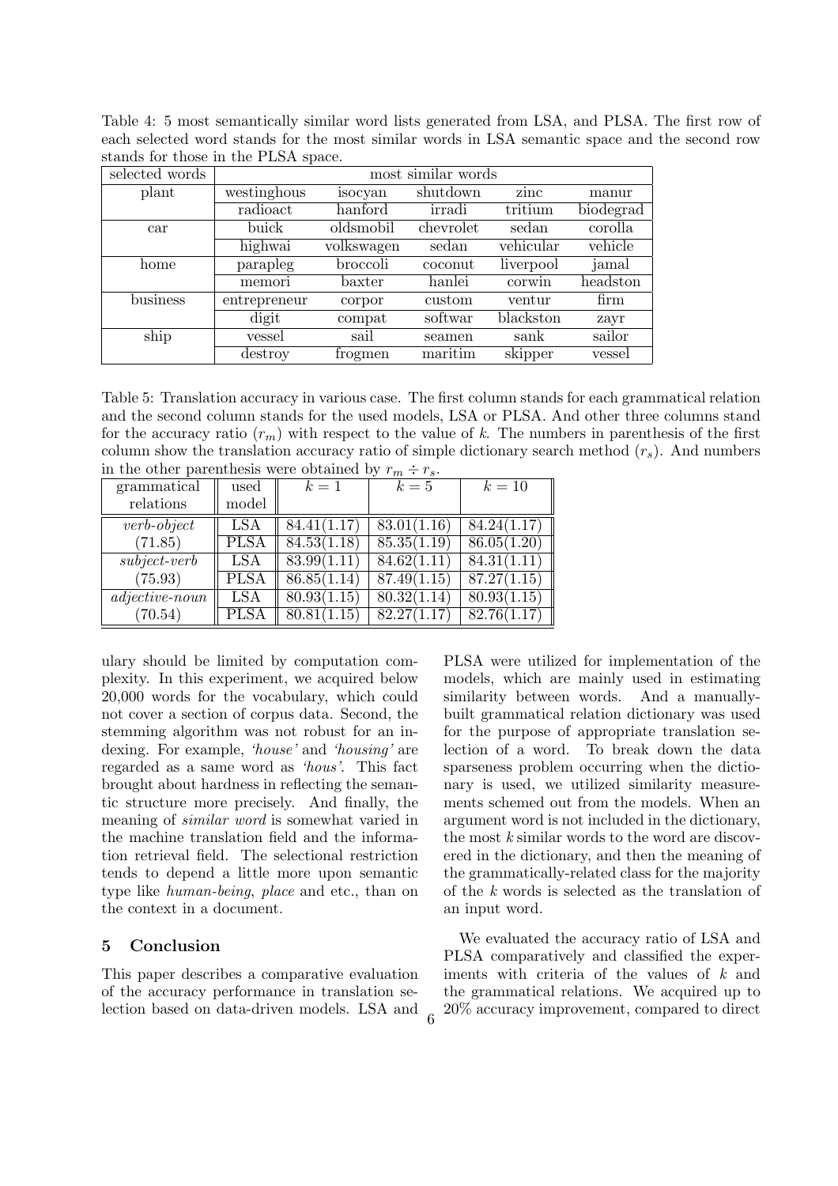Table 4: 5 most semantically similar word lists generated from LSA, and PLSA. The first row of each selected word stands for the most similar words in LSA semantic space and the second row stands for those in the PLSA space.

| selected words | most similar words | | | | |
|---|---|---|---|---|---|
| plant | westinghous | isocyan | shutdown | zinc | manur |
| | radioact | hanford | irradi | tritium | biodegrad |
| car | buick | oldsmobil | chevrolet | sedan | corolla |
| | highwai | volkswagen | sedan | vehicular | vehicle |
| home | parapleg | broccoli | coconut | liverpool | jamal |
| | memori | baxter | hanlei | corwin | headston |
| business | entrepreneur | corpor | custom | ventur | firm |
| | digit | compat | softwar | blackston | zayr |
| ship | vessel | sail | seamen | sank | sailor |
| | destroy | frogmen | maritim | skipper | vessel |

Table 5: Translation accuracy in various case. The first column stands for each grammatical relation and the second column stands for the used models, LSA or PLSA. And other three columns stand for the accuracy ratio ($r_m$) with respect to the value of $k$. The numbers in parenthesis of the first column show the translation accuracy ratio of simple dictionary search method ($r_s$). And numbers in the other parenthesis were obtained by $r_m \div r_s$.

| grammatical relations | used model | $k = 1$ | $k = 5$ | $k = 10$ |
|---|---|---|---|---|
| *verb-object* | LSA | 84.41(1.17) | 83.01(1.16) | 84.24(1.17) |
| (71.85) | PLSA | 84.53(1.18) | 85.35(1.19) | 86.05(1.20) |
| *subject-verb* | LSA | 83.99(1.11) | 84.62(1.11) | 84.31(1.11) |
| (75.93) | PLSA | 86.85(1.14) | 87.49(1.15) | 87.27(1.15) |
| *adjective-noun* | LSA | 80.93(1.15) | 80.32(1.14) | 80.93(1.15) |
| (70.54) | PLSA | 80.81(1.15) | 82.27(1.17) | 82.76(1.17) |

ulary should be limited by computation complexity. In this experiment, we acquired below 20,000 words for the vocabulary, which could not cover a section of corpus data. Second, the stemming algorithm was not robust for an indexing. For example, *'house'* and *'housing'* are regarded as a same word as *'hous'*. This fact brought about hardness in reflecting the semantic structure more precisely. And finally, the meaning of *similar word* is somewhat varied in the machine translation field and the information retrieval field. The selectional restriction tends to depend a little more upon semantic type like *human-being*, *place* and etc., than on the context in a document.

## 5 Conclusion

This paper describes a comparative evaluation of the accuracy performance in translation selection based on data-driven models. LSA and PLSA were utilized for implementation of the models, which are mainly used in estimating similarity between words. And a manually-built grammatical relation dictionary was used for the purpose of appropriate translation selection of a word. To break down the data sparseness problem occurring when the dictionary is used, we utilized similarity measurements schemed out from the models. When an argument word is not included in the dictionary, the most $k$ similar words to the word are discovered in the dictionary, and then the meaning of the grammatically-related class for the majority of the $k$ words is selected as the translation of an input word.

We evaluated the accuracy ratio of LSA and PLSA comparatively and classified the experiments with criteria of the values of $k$ and the grammatical relations. We acquired up to 20% accuracy improvement, compared to direct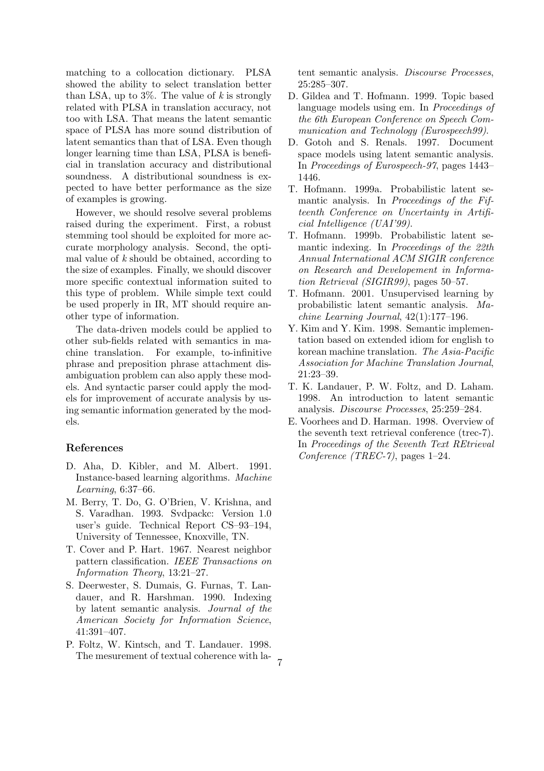matching to a collocation dictionary. PLSA showed the ability to select translation better than LSA, up to 3%. The value of $k$ is strongly related with PLSA in translation accuracy, not too with LSA. That means the latent semantic space of PLSA has more sound distribution of latent semantics than that of LSA. Even though longer learning time than LSA, PLSA is beneficial in translation accuracy and distributional soundness. A distributional soundness is expected to have better performance as the size of examples is growing.

However, we should resolve several problems raised during the experiment. First, a robust stemming tool should be exploited for more accurate morphology analysis. Second, the optimal value of $k$ should be obtained, according to the size of examples. Finally, we should discover more specific contextual information suited to this type of problem. While simple text could be used properly in IR, MT should require another type of information.

The data-driven models could be applied to other sub-fields related with semantics in machine translation. For example, to-infinitive phrase and preposition phrase attachment disambiguation problem can also apply these models. And syntactic parser could apply the models for improvement of accurate analysis by using semantic information generated by the models.

## References

- D. Aha, D. Kibler, and M. Albert. 1991. Instance-based learning algorithms. *Machine Learning*, 6:37–66.
- M. Berry, T. Do, G. O'Brien, V. Krishna, and S. Varadhan. 1993. Svdpackc: Version 1.0 user's guide. Technical Report CS–93–194, University of Tennessee, Knoxville, TN.
- T. Cover and P. Hart. 1967. Nearest neighbor pattern classification. *IEEE Transactions on Information Theory*, 13:21–27.
- S. Deerwester, S. Dumais, G. Furnas, T. Landauer, and R. Harshman. 1990. Indexing by latent semantic analysis. *Journal of the American Society for Information Science*, 41:391–407.
- P. Foltz, W. Kintsch, and T. Landauer. 1998. The mesurement of textual coherence with latent semantic analysis. *Discourse Processes*, 25:285–307.
- D. Gildea and T. Hofmann. 1999. Topic based language models using em. In *Proceedings of the 6th European Conference on Speech Communication and Technology (Eurospeech99)*.
- D. Gotoh and S. Renals. 1997. Document space models using latent semantic analysis. In *Proceedings of Eurospeech-97*, pages 1443–1446.
- T. Hofmann. 1999a. Probabilistic latent semantic analysis. In *Proceedings of the Fifteenth Conference on Uncertainty in Artificial Intelligence (UAI'99)*.
- T. Hofmann. 1999b. Probabilistic latent semantic indexing. In *Proceedings of the 22th Annual International ACM SIGIR conference on Research and Developement in Information Retrieval (SIGIR99)*, pages 50–57.
- T. Hofmann. 2001. Unsupervised learning by probabilistic latent semantic analysis. *Machine Learning Journal*, 42(1):177–196.
- Y. Kim and Y. Kim. 1998. Semantic implementation based on extended idiom for english to korean machine translation. *The Asia-Pacific Association for Machine Translation Journal*, 21:23–39.
- T. K. Landauer, P. W. Foltz, and D. Laham. 1998. An introduction to latent semantic analysis. *Discourse Processes*, 25:259–284.
- E. Voorhees and D. Harman. 1998. Overview of the seventh text retrieval conference (trec-7). In *Proceedings of the Seventh Text REtrieval Conference (TREC-7)*, pages 1–24.